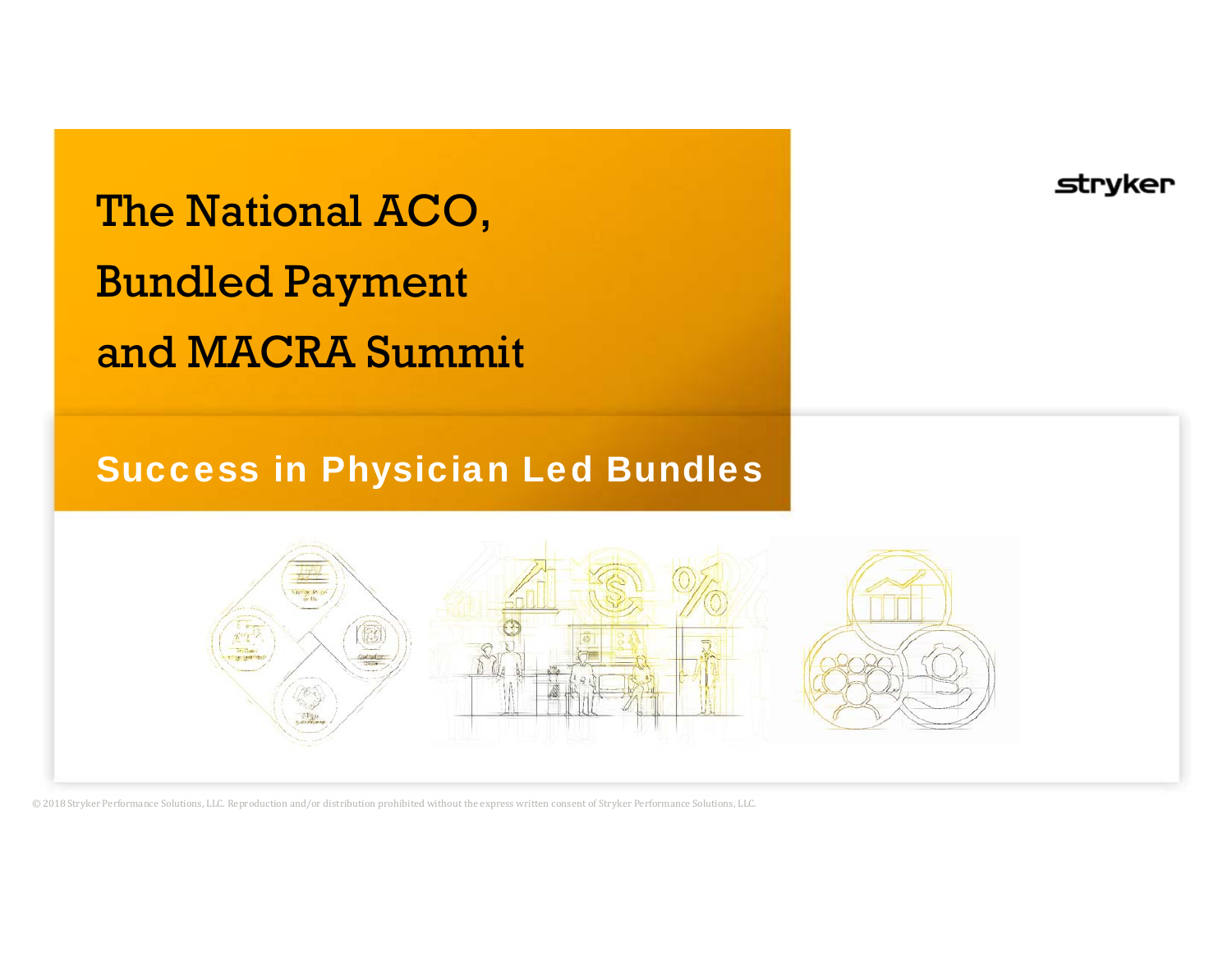stryker

# The National ACO, Bundled Payment and MACRA Summit

## Success in Physician Led Bundles

© 2018 Stryker Performance Solutions, LLC. Reproduction and/or distribution prohibited without the express written consent of Stryker Performance Solutions, LLC.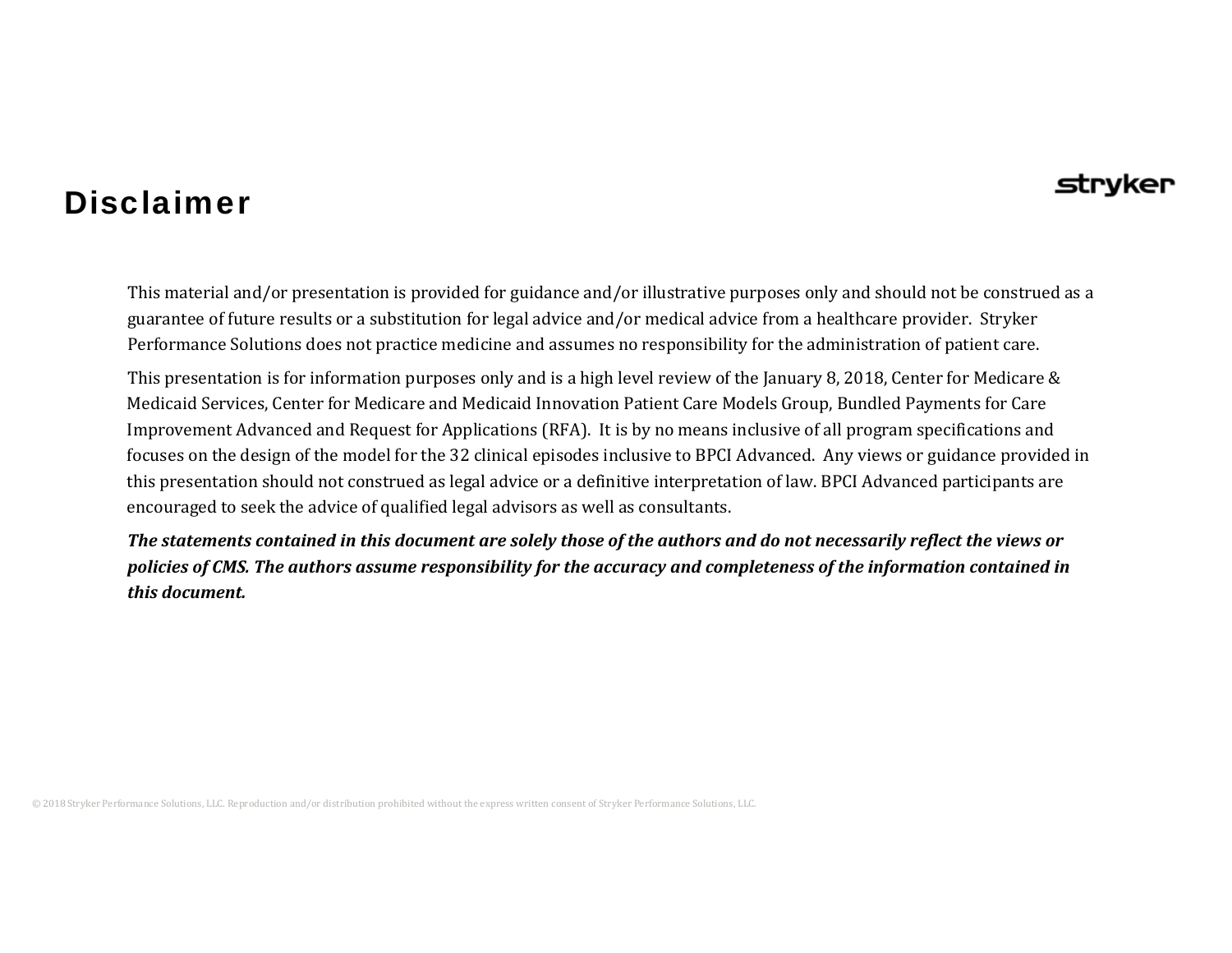# Disclaimer

This material and/or presentation is provided for guidance and/or illustrative purposes only and should not be construed as a guarantee of future results or a substitution for legal advice and/or medical advice from a healthcare provider. Stryker Performance Solutions does not practice medicine and assumes no responsibility for the administration of patient care.

This presentation is for information purposes only and is a high level review of the January 8, 2018, Center for Medicare & Medicaid Services, Center for Medicare and Medicaid Innovation Patient Care Models Group, Bundled Payments for Care Improvement Advanced and Request for Applications (RFA). It is by no means inclusive of all program specifications and focuses on the design of the model for the 32 clinical episodes inclusive to BPCI Advanced. Any views or guidance provided in this presentation should not construed as legal advice or a definitive interpretation of law. BPCI Advanced participants are encouraged to seek the advice of qualified legal advisors as well as consultants.

***The statements contained in this document are solely those of the authors and do not necessarily reflect the views or policies of CMS. The authors assume responsibility for the accuracy and completeness of the information contained in this document.***

© 2018 Stryker Performance Solutions, LLC. Reproduction and/or distribution prohibited without the express written consent of Stryker Performance Solutions, LLC.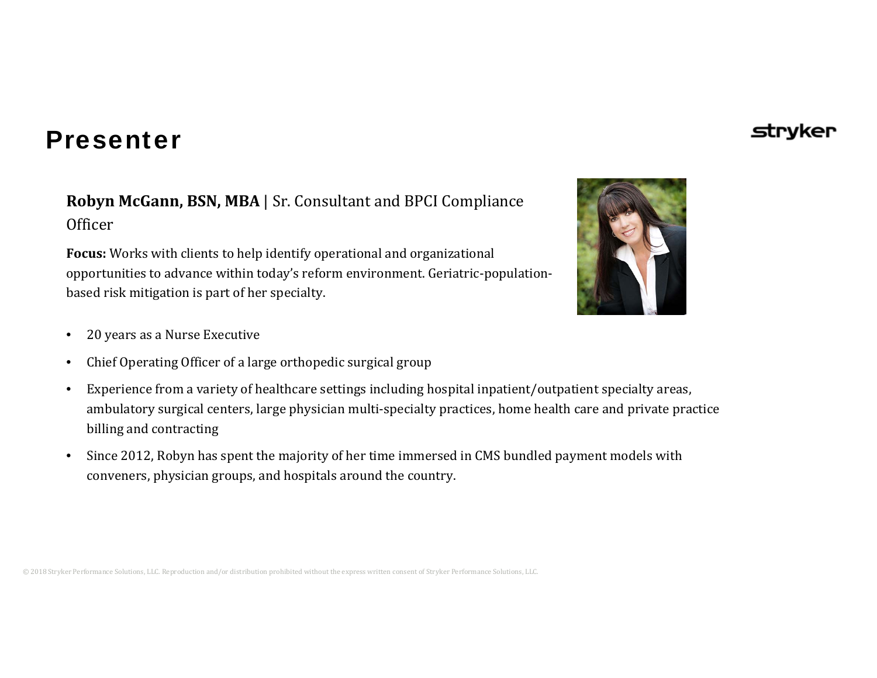# Presenter

**Robyn McGann, BSN, MBA** | Sr. Consultant and BPCI Compliance Officer

**Focus:** Works with clients to help identify operational and organizational opportunities to advance within today's reform environment. Geriatric-population-based risk mitigation is part of her specialty.

- 20 years as a Nurse Executive
- Chief Operating Officer of a large orthopedic surgical group
- Experience from a variety of healthcare settings including hospital inpatient/outpatient specialty areas, ambulatory surgical centers, large physician multi-specialty practices, home health care and private practice billing and contracting
- Since 2012, Robyn has spent the majority of her time immersed in CMS bundled payment models with conveners, physician groups, and hospitals around the country.

© 2018 Stryker Performance Solutions, LLC. Reproduction and/or distribution prohibited without the express written consent of Stryker Performance Solutions, LLC.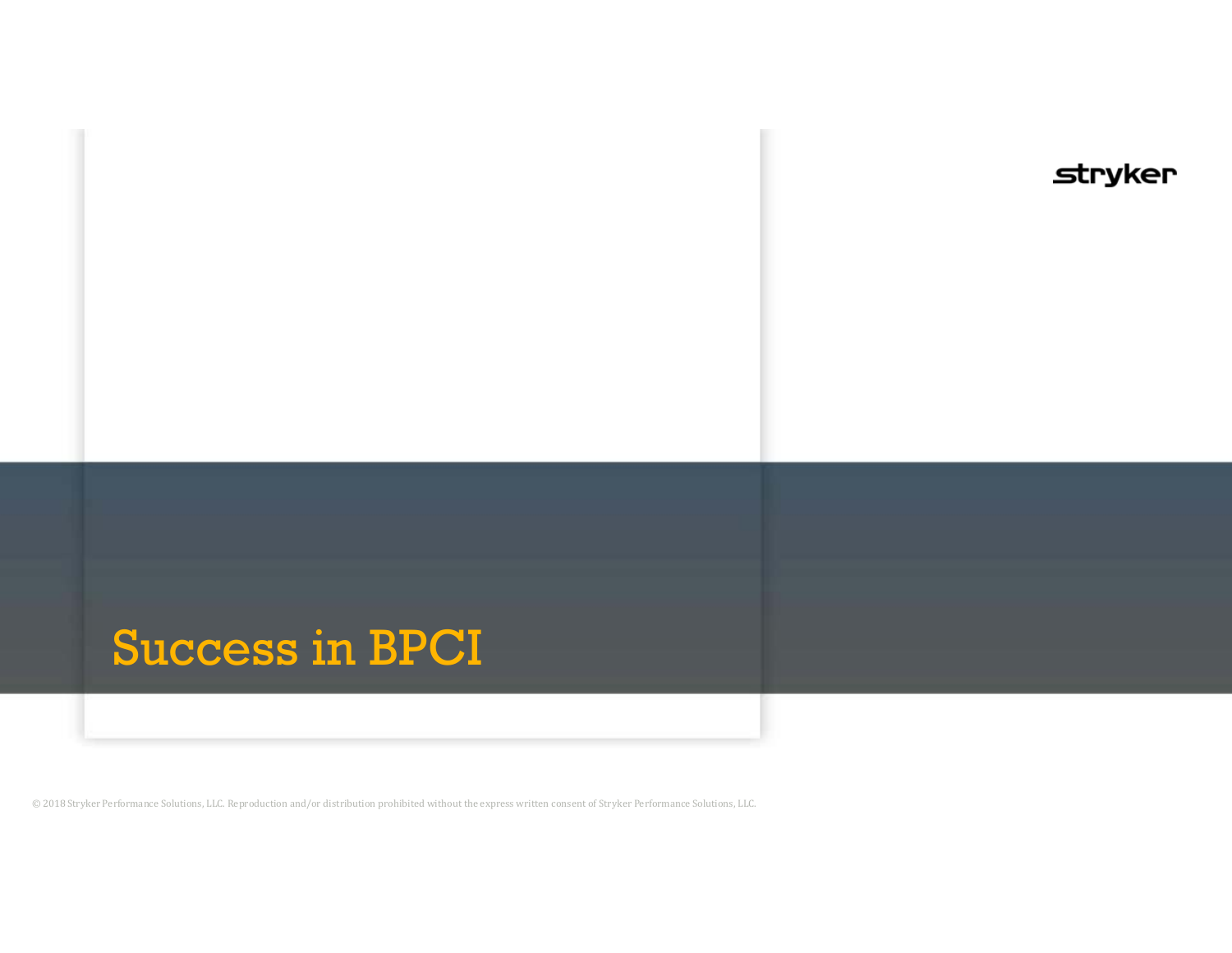# Success in BPCI

© 2018 Stryker Performance Solutions, LLC. Reproduction and/or distribution prohibited without the express written consent of Stryker Performance Solutions, LLC.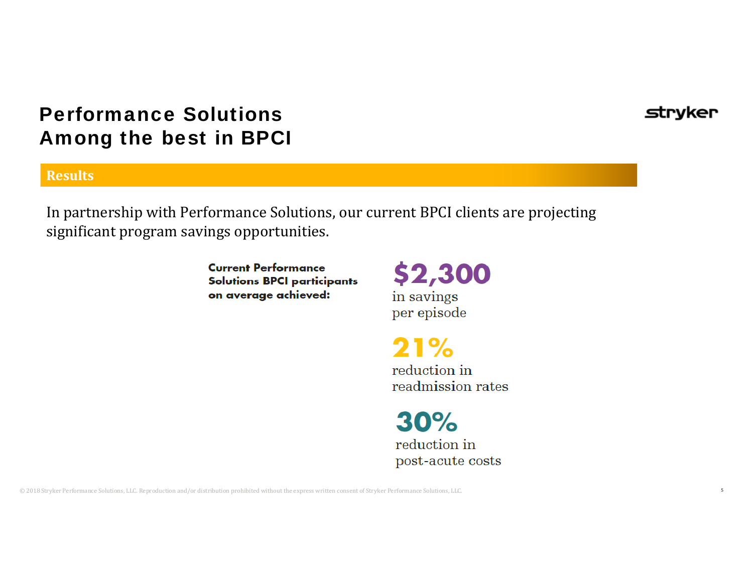# Performance Solutions
# Among the best in BPCI

stryker

## Results

In partnership with Performance Solutions, our current BPCI clients are projecting significant program savings opportunities.

**Current Performance Solutions BPCI participants on average achieved:**

**$2,300**
in savings per episode

**21%**
reduction in readmission rates

**30%**
reduction in post-acute costs

© 2018 Stryker Performance Solutions, LLC. Reproduction and/or distribution prohibited without the express written consent of Stryker Performance Solutions, LLC.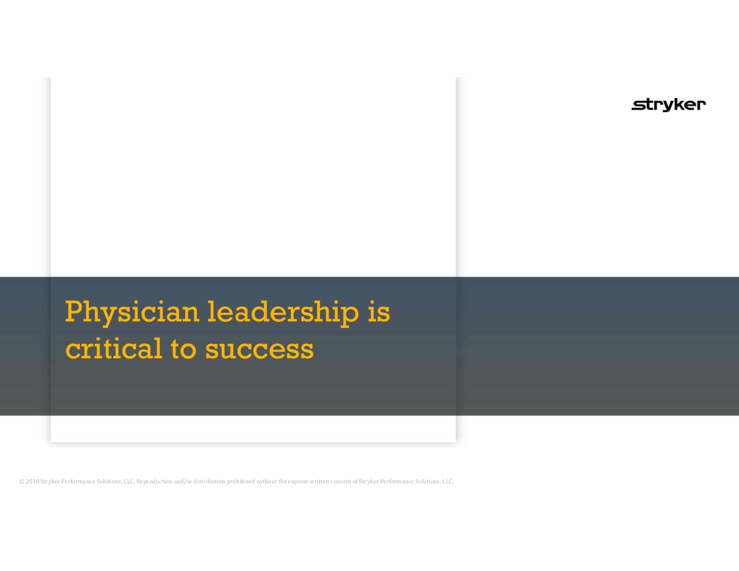# Physician leadership is critical to success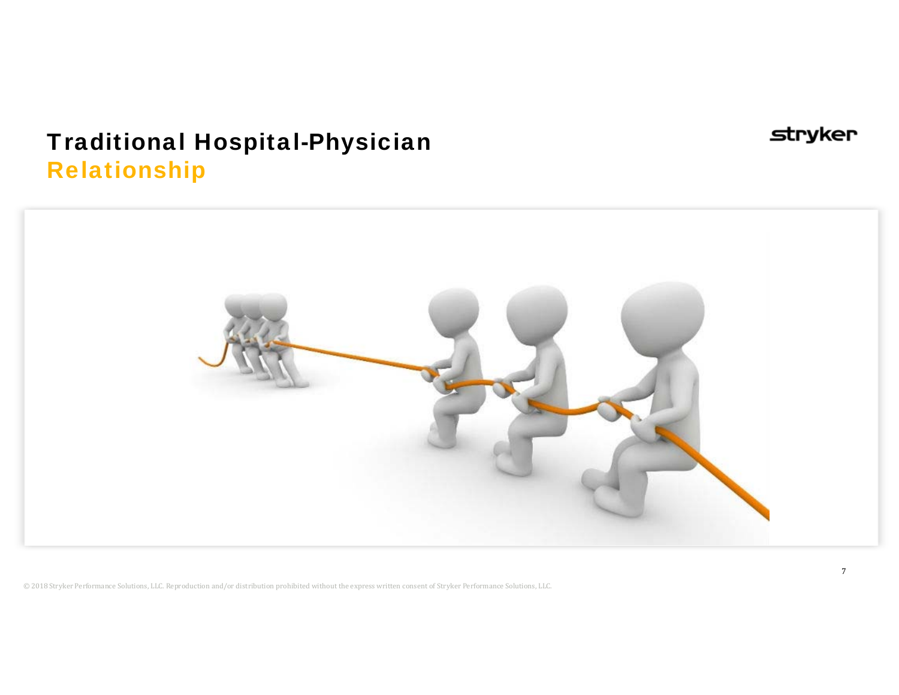# Traditional Hospital-Physician Relationship

© 2018 Stryker Performance Solutions, LLC. Reproduction and/or distribution prohibited without the express written consent of Stryker Performance Solutions, LLC.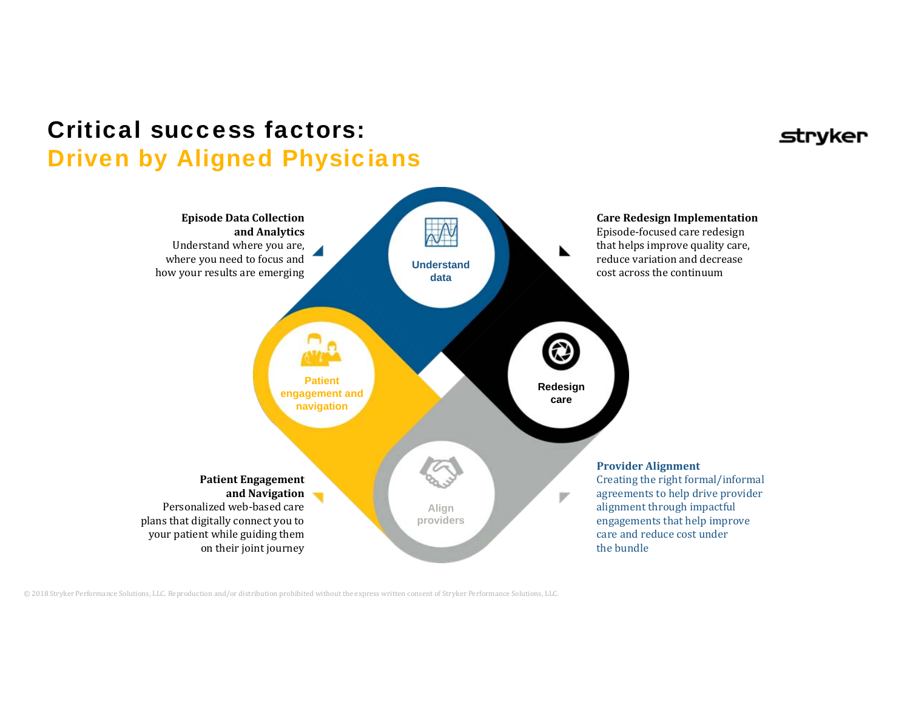# Critical success factors:
## Driven by Aligned Physicians

stryker

**Episode Data Collection and Analytics**
Understand where you are, where you need to focus and how your results are emerging

**Care Redesign Implementation**
Episode-focused care redesign that helps improve quality care, reduce variation and decrease cost across the continuum

Understand data

Patient engagement and navigation

Redesign care

Align providers

**Patient Engagement and Navigation**
Personalized web-based care plans that digitally connect you to your patient while guiding them on their joint journey

**Provider Alignment**
Creating the right formal/informal agreements to help drive provider alignment through impactful engagements that help improve care and reduce cost under the bundle

© 2018 Stryker Performance Solutions, LLC. Reproduction and/or distribution prohibited without the express written consent of Stryker Performance Solutions, LLC.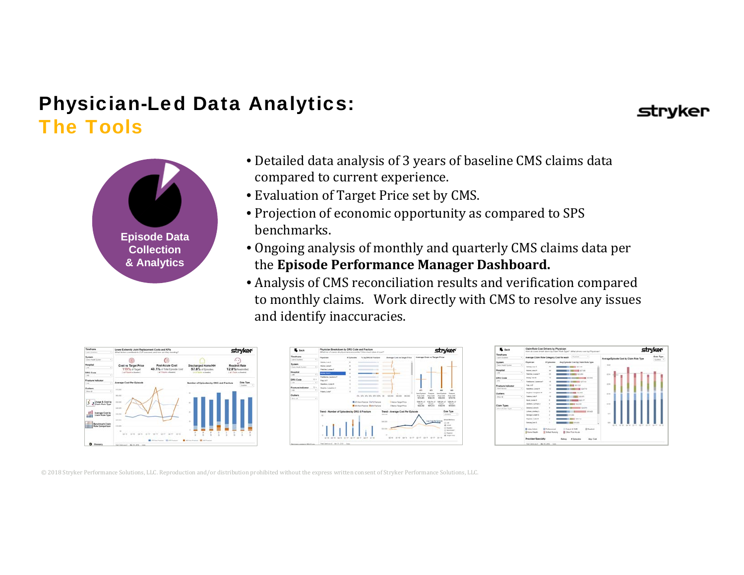# Physician-Led Data Analytics:
## The Tools

Episode Data Collection & Analytics

- Detailed data analysis of 3 years of baseline CMS claims data compared to current experience.
- Evaluation of Target Price set by CMS.
- Projection of economic opportunity as compared to SPS benchmarks.
- Ongoing analysis of monthly and quarterly CMS claims data per the **Episode Performance Manager Dashboard.**
- Analysis of CMS reconciliation results and verification compared to monthly claims. Work directly with CMS to resolve any issues and identify inaccuracies.

© 2018 Stryker Performance Solutions, LLC. Reproduction and/or distribution prohibited without the express written consent of Stryker Performance Solutions, LLC.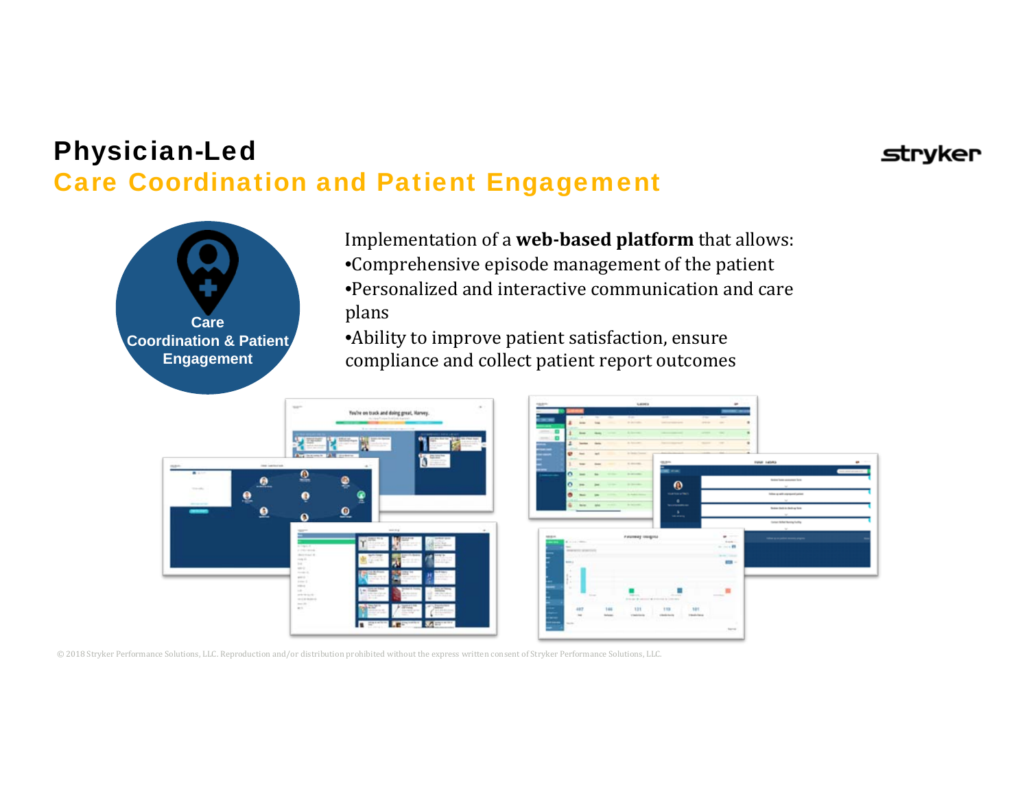# Physician-Led
## Care Coordination and Patient Engagement

Care Coordination & Patient Engagement

Implementation of a **web-based platform** that allows:

- Comprehensive episode management of the patient
- Personalized and interactive communication and care plans
- Ability to improve patient satisfaction, ensure compliance and collect patient report outcomes

© 2018 Stryker Performance Solutions, LLC. Reproduction and/or distribution prohibited without the express written consent of Stryker Performance Solutions, LLC.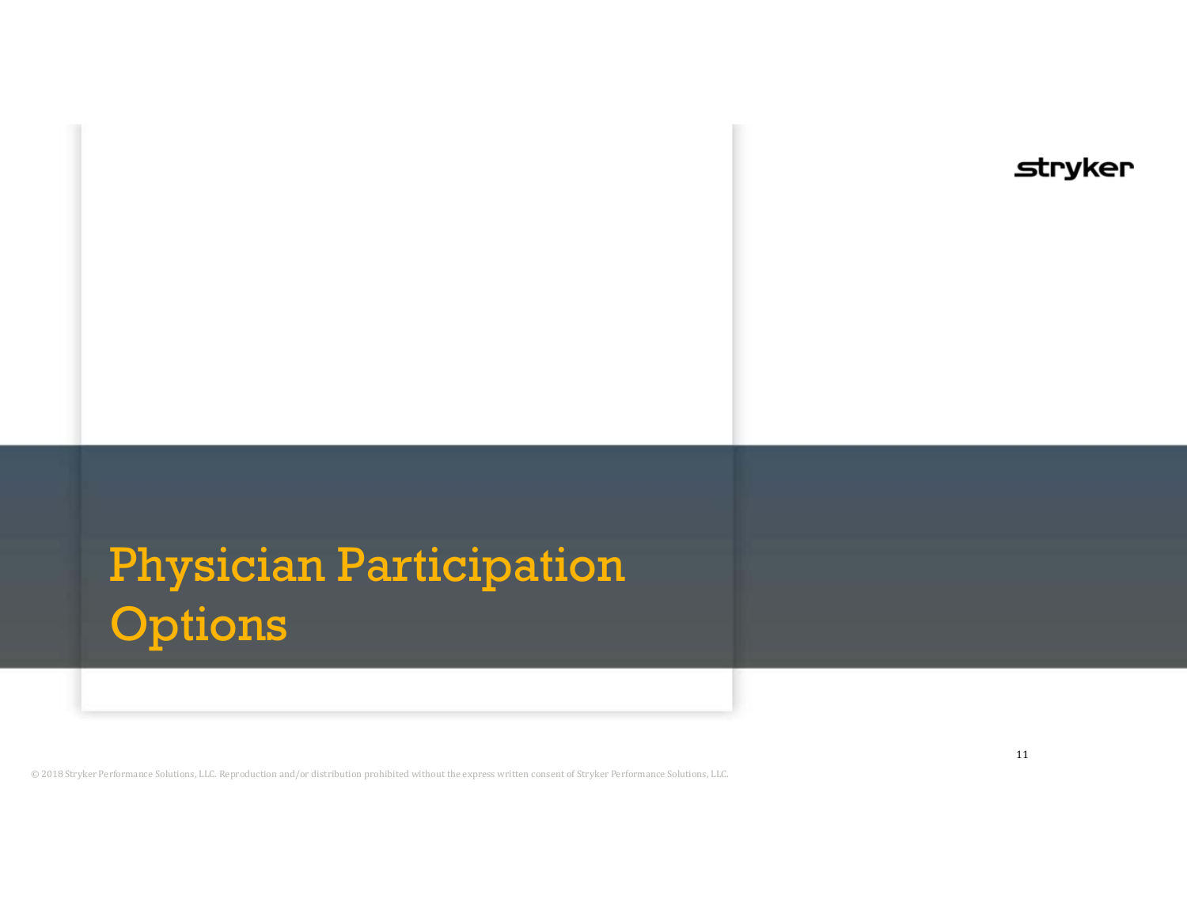# Physician Participation Options

© 2018 Stryker Performance Solutions, LLC. Reproduction and/or distribution prohibited without the express written consent of Stryker Performance Solutions, LLC.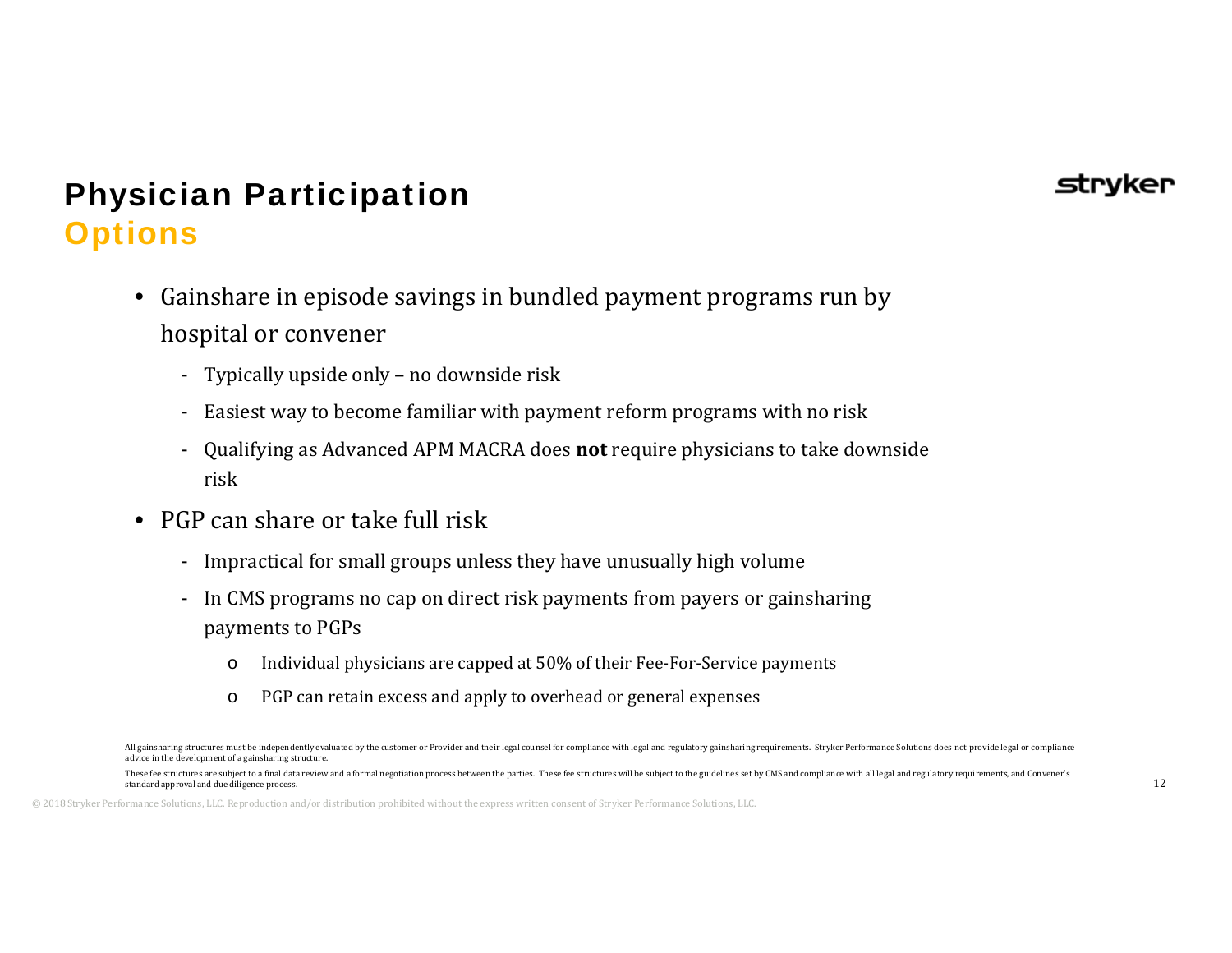# Physician Participation
## Options

- Gainshare in episode savings in bundled payment programs run by hospital or convener
  - Typically upside only – no downside risk
  - Easiest way to become familiar with payment reform programs with no risk
  - Qualifying as Advanced APM MACRA does **not** require physicians to take downside risk
- PGP can share or take full risk
  - Impractical for small groups unless they have unusually high volume
  - In CMS programs no cap on direct risk payments from payers or gainsharing payments to PGPs
    - Individual physicians are capped at 50% of their Fee-For-Service payments
    - PGP can retain excess and apply to overhead or general expenses

All gainsharing structures must be independently evaluated by the customer or Provider and their legal counsel for compliance with legal and regulatory gainsharing requirements. Stryker Performance Solutions does not provide legal or compliance advice in the development of a gainsharing structure.

These fee structures are subject to a final data review and a formal negotiation process between the parties. These fee structures will be subject to the guidelines set by CMS and compliance with all legal and regulatory requirements, and Convener's standard approval and due diligence process.

© 2018 Stryker Performance Solutions, LLC. Reproduction and/or distribution prohibited without the express written consent of Stryker Performance Solutions, LLC.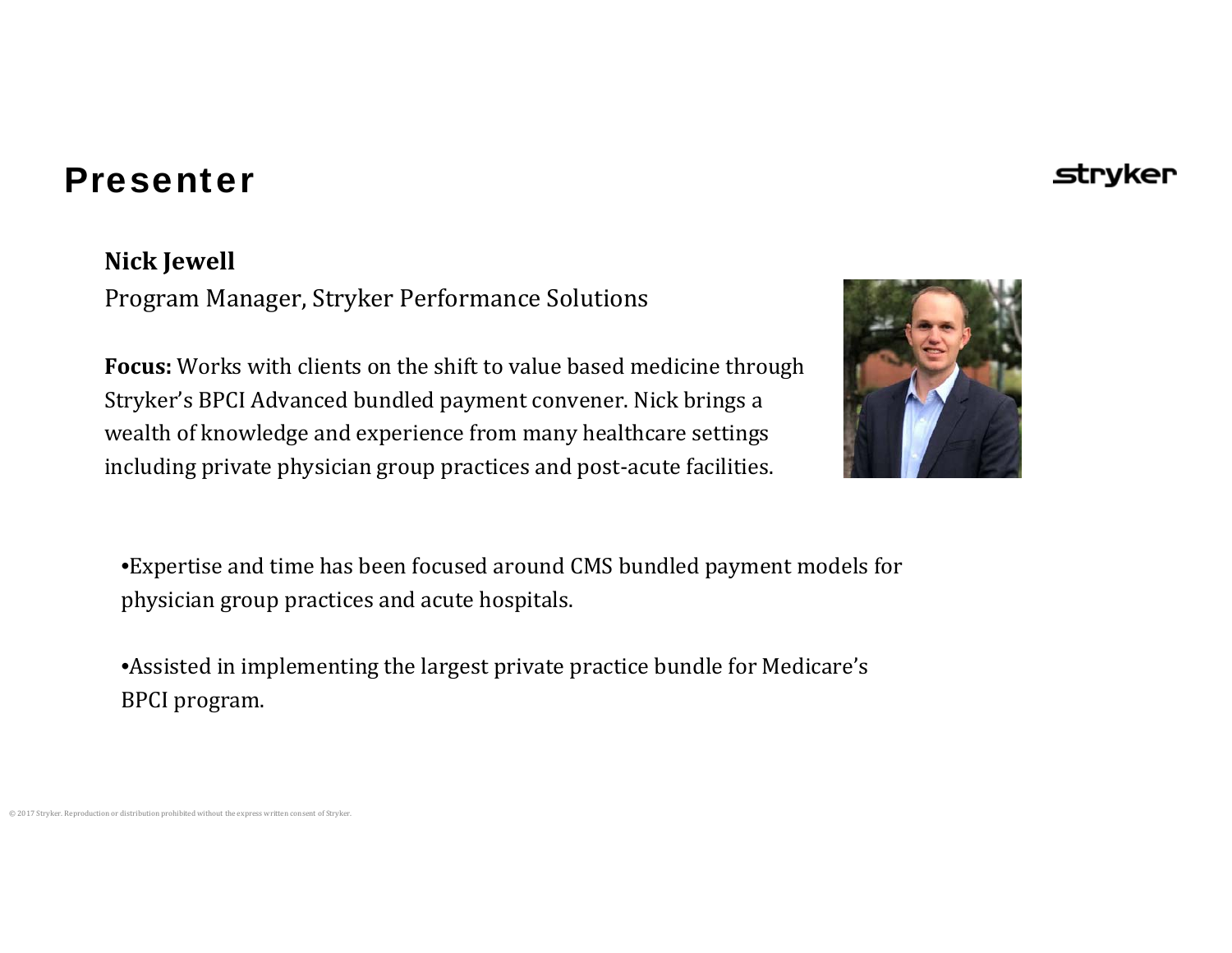# Presenter

**Nick Jewell**
Program Manager, Stryker Performance Solutions

**Focus:** Works with clients on the shift to value based medicine through Stryker's BPCI Advanced bundled payment convener. Nick brings a wealth of knowledge and experience from many healthcare settings including private physician group practices and post-acute facilities.

- Expertise and time has been focused around CMS bundled payment models for physician group practices and acute hospitals.

- Assisted in implementing the largest private practice bundle for Medicare's BPCI program.

© 2017 Stryker. Reproduction or distribution prohibited without the express written consent of Stryker.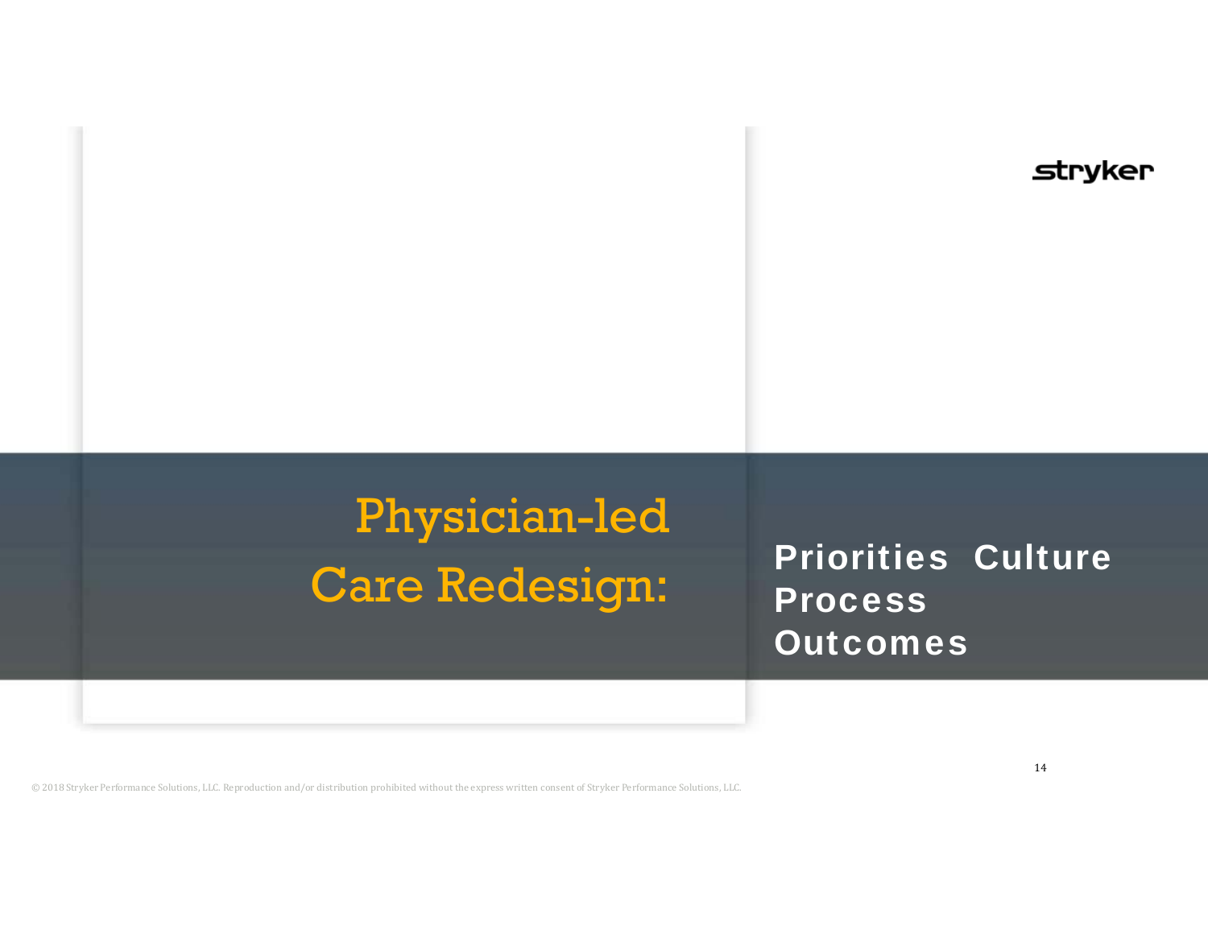# Physician-led Care Redesign:

**Priorities Culture Process Outcomes**

© 2018 Stryker Performance Solutions, LLC. Reproduction and/or distribution prohibited without the express written consent of Stryker Performance Solutions, LLC.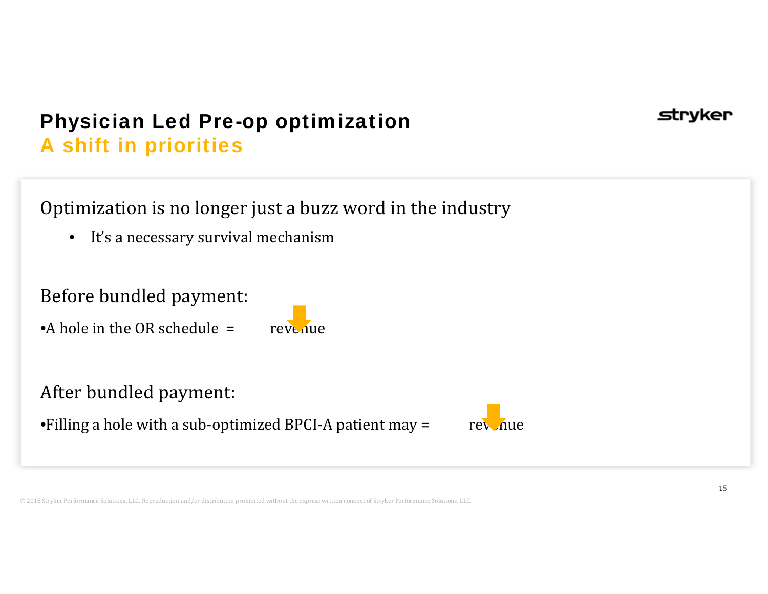# Physician Led Pre-op optimization

## A shift in priorities

Optimization is no longer just a buzz word in the industry

- It's a necessary survival mechanism

Before bundled payment:

•A hole in the OR schedule = ↓ revenue

After bundled payment:

•Filling a hole with a sub-optimized BPCI-A patient may = ↓ revenue

© 2018 Stryker Performance Solutions, LLC. Reproduction and/or distribution prohibited without the express written consent of Stryker Performance Solutions, LLC.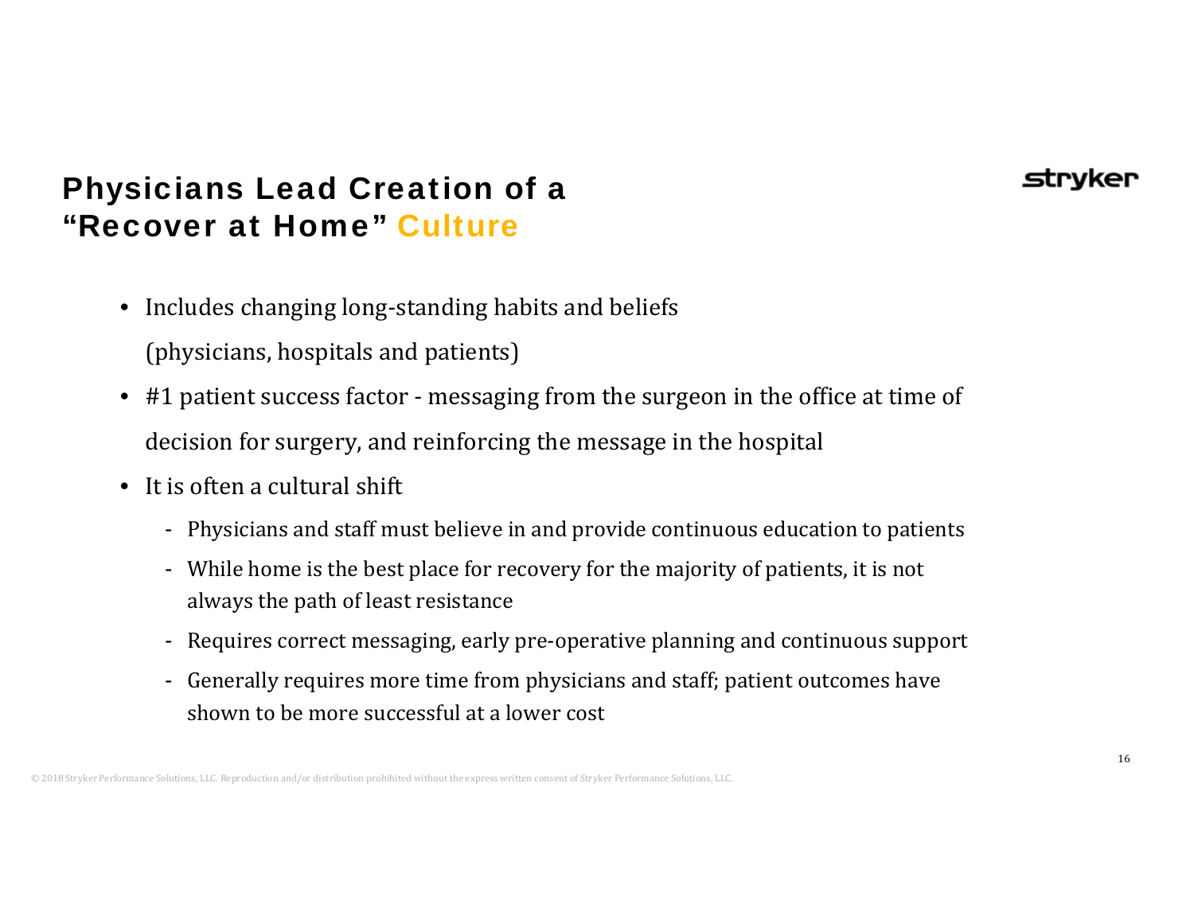# Physicians Lead Creation of a "Recover at Home" Culture

- Includes changing long-standing habits and beliefs (physicians, hospitals and patients)
- #1 patient success factor - messaging from the surgeon in the office at time of decision for surgery, and reinforcing the message in the hospital
- It is often a cultural shift
  - Physicians and staff must believe in and provide continuous education to patients
  - While home is the best place for recovery for the majority of patients, it is not always the path of least resistance
  - Requires correct messaging, early pre-operative planning and continuous support
  - Generally requires more time from physicians and staff; patient outcomes have shown to be more successful at a lower cost

© 2018 Stryker Performance Solutions, LLC. Reproduction and/or distribution prohibited without the express written consent of Stryker Performance Solutions, LLC.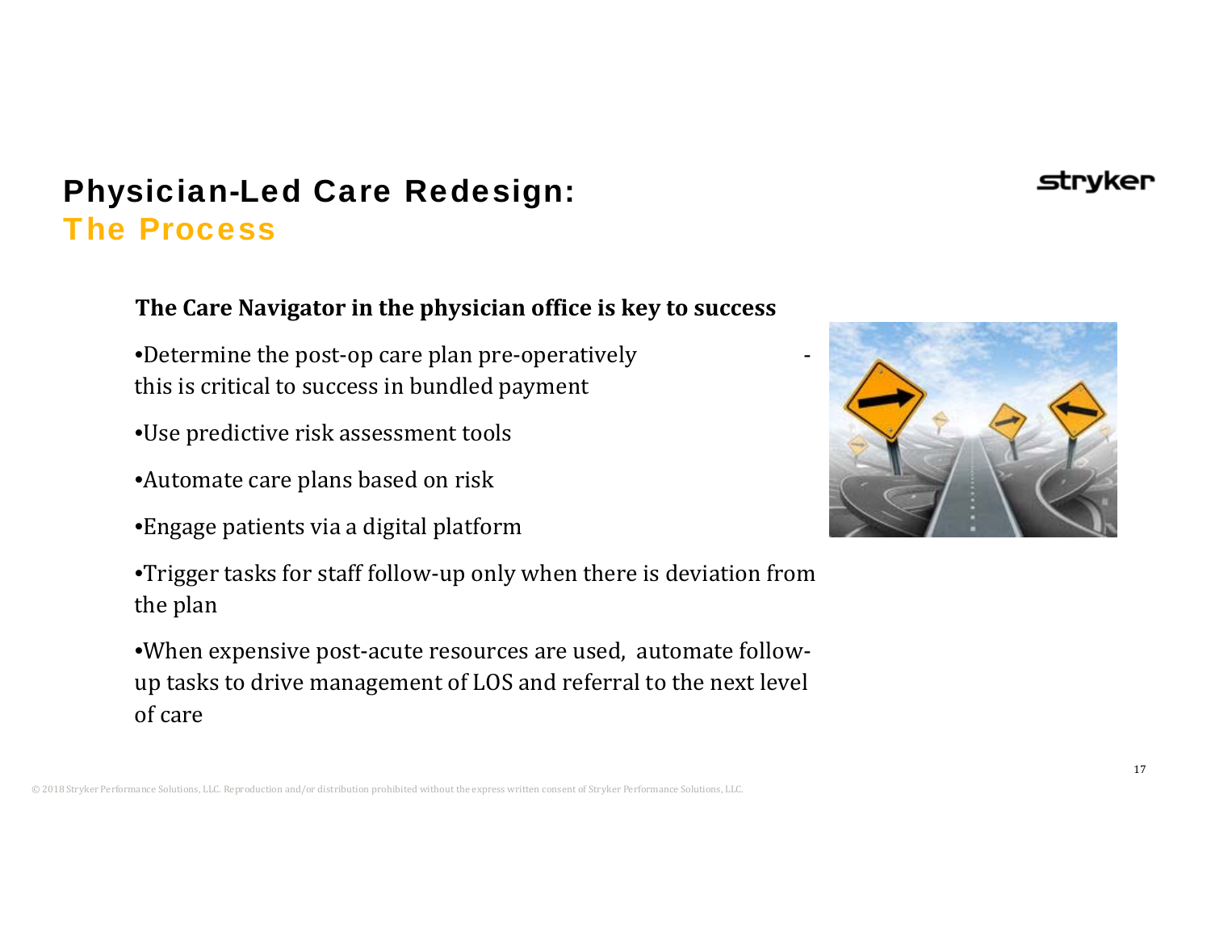# Physician-Led Care Redesign:
## The Process

**The Care Navigator in the physician office is key to success**

- Determine the post-op care plan pre-operatively - this is critical to success in bundled payment
- Use predictive risk assessment tools
- Automate care plans based on risk
- Engage patients via a digital platform
- Trigger tasks for staff follow-up only when there is deviation from the plan
- When expensive post-acute resources are used, automate follow-up tasks to drive management of LOS and referral to the next level of care

© 2018 Stryker Performance Solutions, LLC. Reproduction and/or distribution prohibited without the express written consent of Stryker Performance Solutions, LLC.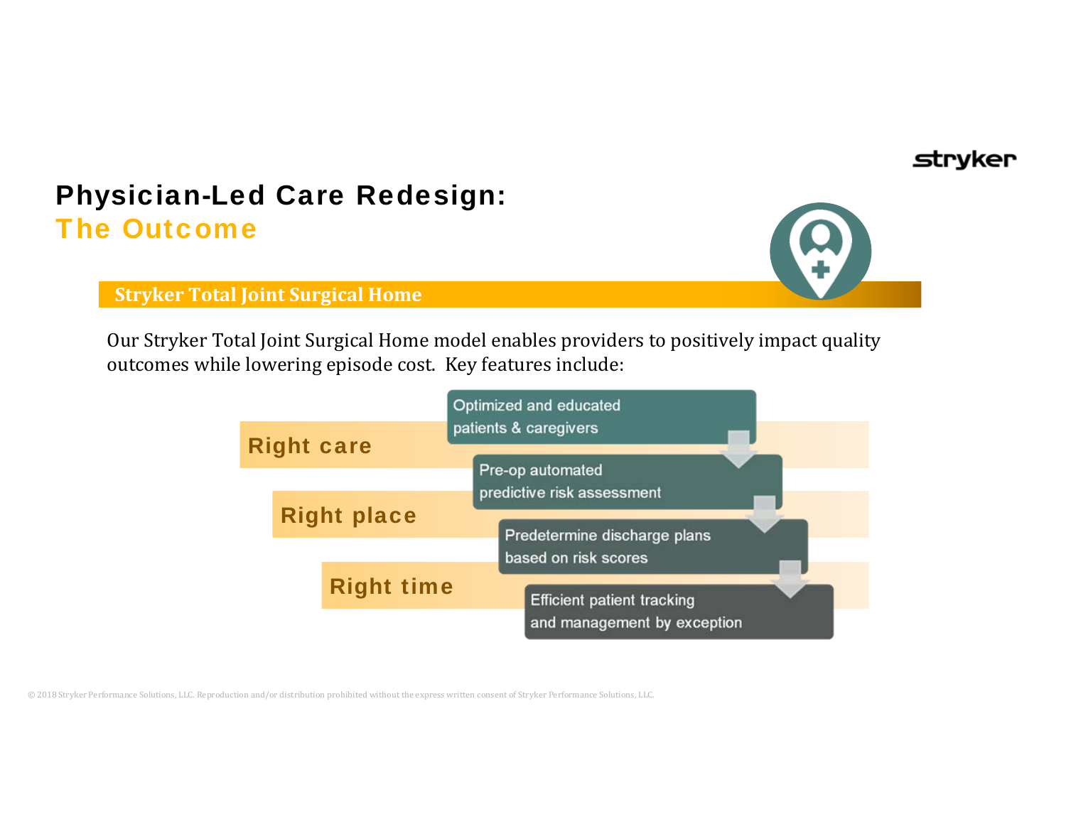# Physician-Led Care Redesign: The Outcome

## Stryker Total Joint Surgical Home

Our Stryker Total Joint Surgical Home model enables providers to positively impact quality outcomes while lowering episode cost. Key features include:

**Right care**

**Right place**

**Right time**

- Optimized and educated patients & caregivers
- Pre-op automated predictive risk assessment
- Predetermine discharge plans based on risk scores
- Efficient patient tracking and management by exception

© 2018 Stryker Performance Solutions, LLC. Reproduction and/or distribution prohibited without the express written consent of Stryker Performance Solutions, LLC.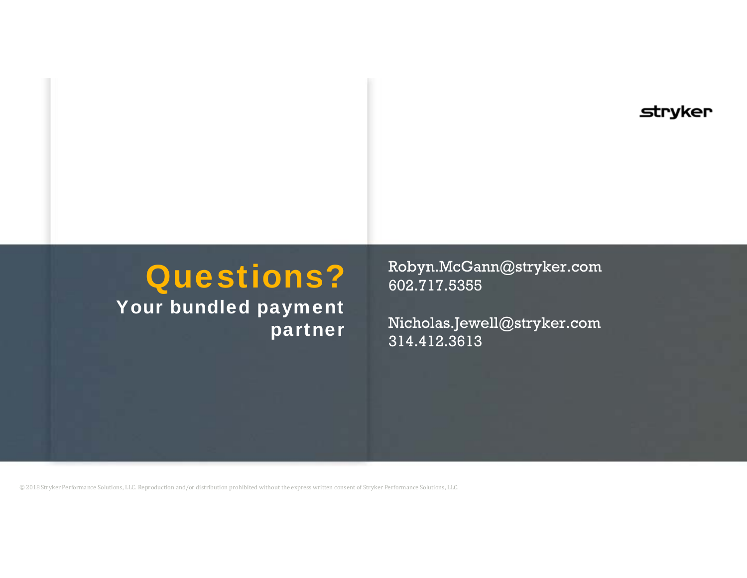stryker

# Questions?

**Your bundled payment partner**

Robyn.McGann@stryker.com
602.717.5355

Nicholas.Jewell@stryker.com
314.412.3613

© 2018 Stryker Performance Solutions, LLC. Reproduction and/or distribution prohibited without the express written consent of Stryker Performance Solutions, LLC.